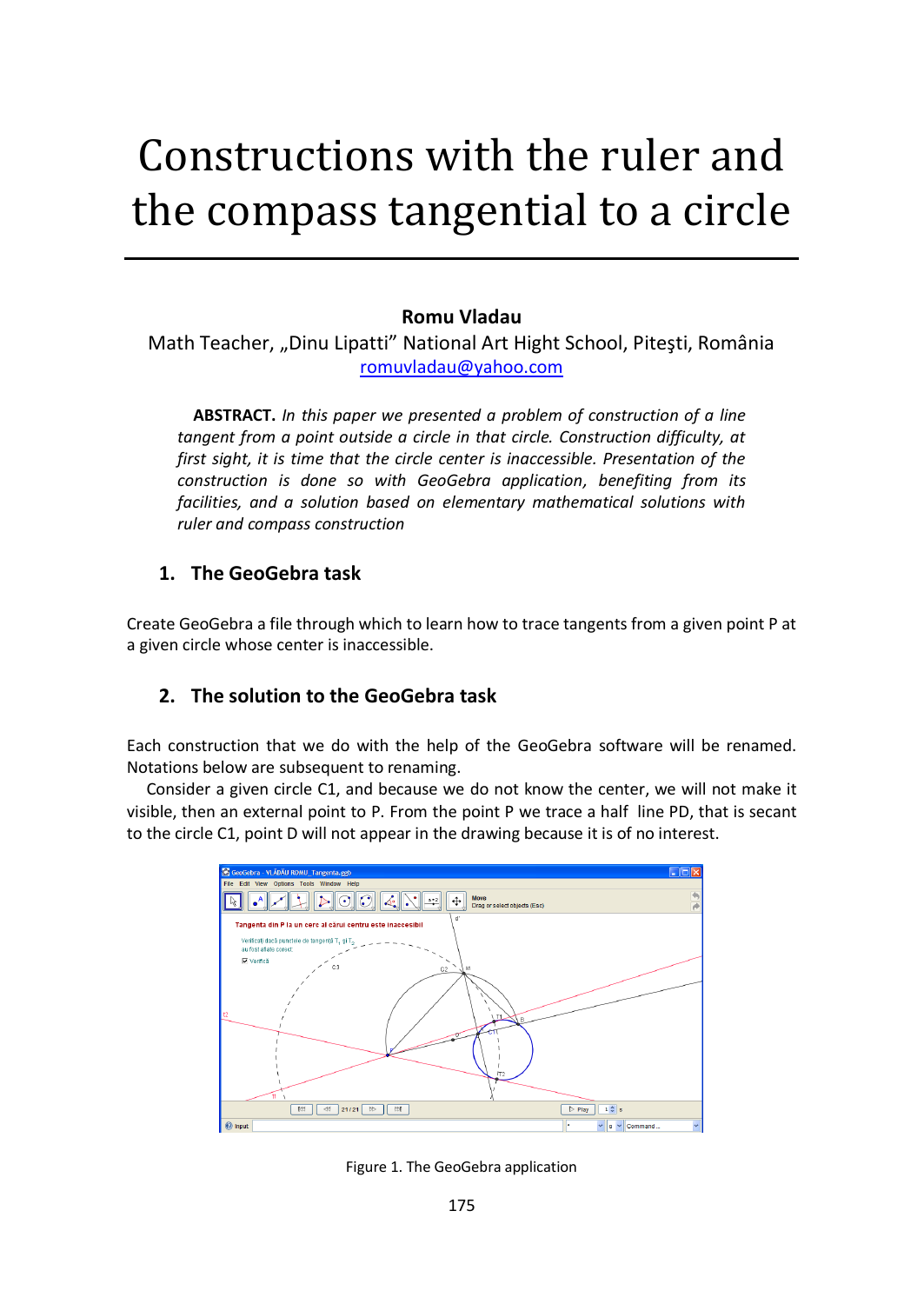# Constructions with the ruler and the compass tangential to a circle

**Romu Vladau**

Math Teacher, „Dinu Lipatti" National Art Hight School, Piteşti, România

romuvladau@yahoo.com

**ABSTRACT.** *In this paper we presented a problem of construction of a line tangent from a point outside a circle in that circle. Construction difficulty, at first sight, it is time that the circle center is inaccessible. Presentation of the construction is done so with GeoGebra application, benefiting from its facilities, and a solution based on elementary mathematical solutions with ruler and compass construction*

## 1. The GeoGebra task

Create GeoGebra a file through which to learn how to trace tangents from a given point P at a given circle whose center is inaccessible.

## 2. The solution to the GeoGebra task

Each construction that we do with the help of the GeoGebra software will be renamed. Notations below are subsequent to renaming.

Consider a given circle C1, and because we do not know the center, we will not make it visible, then an external point to P. From the point P we trace a half line PD, that is secant to the circle C1, point D will not appear in the drawing because it is of no interest.

Figure 1. The GeoGebra application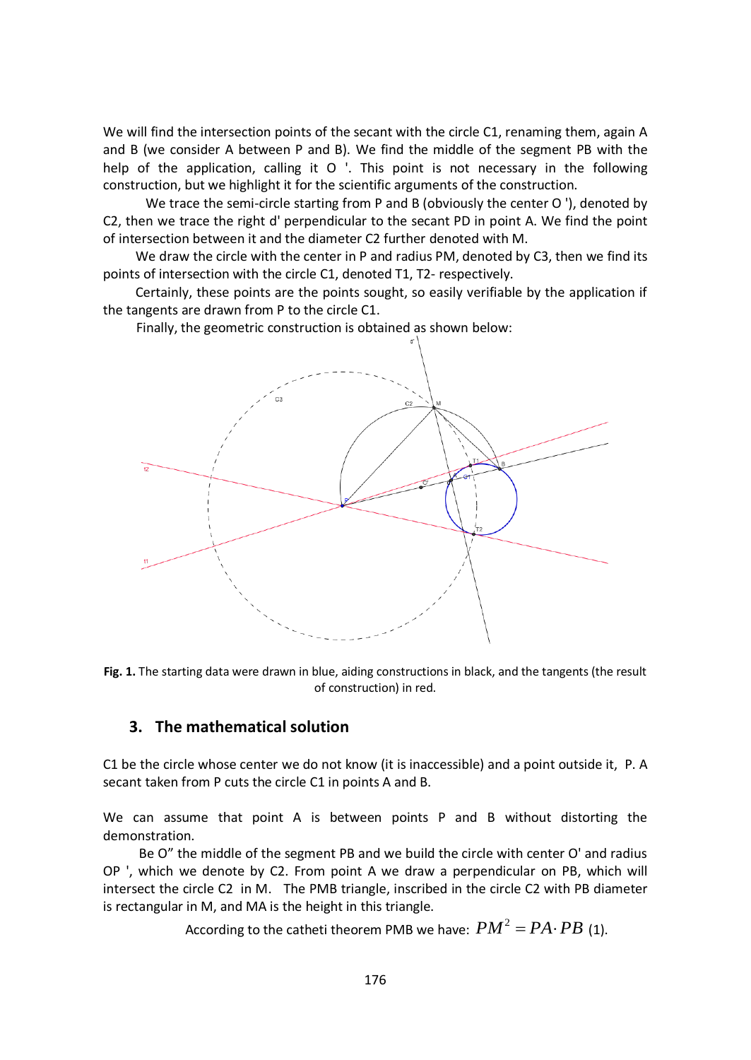We will find the intersection points of the secant with the circle C1, renaming them, again A and B (we consider A between P and B). We find the middle of the segment PB with the help of the application, calling it O '. This point is not necessary in the following construction, but we highlight it for the scientific arguments of the construction.

We trace the semi-circle starting from P and B (obviously the center O '), denoted by C2, then we trace the right d' perpendicular to the secant PD in point A. We find the point of intersection between it and the diameter C2 further denoted with M.

We draw the circle with the center in P and radius PM, denoted by C3, then we find its points of intersection with the circle C1, denoted T1, T2- respectively.

Certainly, these points are the points sought, so easily verifiable by the application if the tangents are drawn from P to the circle C1.

Finally, the geometric construction is obtained as shown below:

**Fig. 1.** The starting data were drawn in blue, aiding constructions in black, and the tangents (the result of construction) in red.

## 3. The mathematical solution

C1 be the circle whose center we do not know (it is inaccessible) and a point outside it, P. A secant taken from P cuts the circle C1 in points A and B.

We can assume that point A is between points P and B without distorting the demonstration.

Be O" the middle of the segment PB and we build the circle with center O' and radius OP ', which we denote by C2. From point A we draw a perpendicular on PB, which will intersect the circle C2 in M. The PMB triangle, inscribed in the circle C2 with PB diameter is rectangular in M, and MA is the height in this triangle.

According to the catheti theorem PMB we have: $PM^2 = PA \cdot PB$ (1).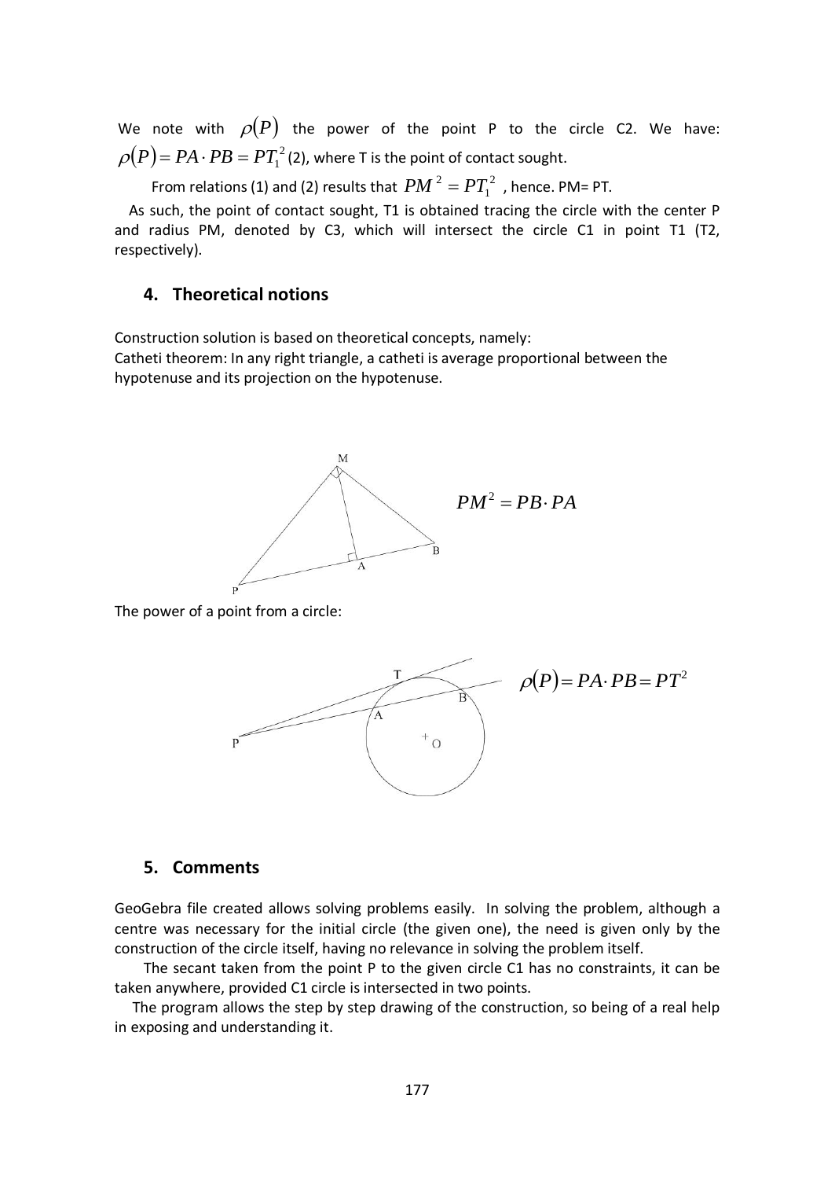We note with $\rho(P)$ the power of the point P to the circle C2. We have: $\rho(P) = PA \cdot PB = PT_1^2$ (2), where T is the point of contact sought.

From relations (1) and (2) results that $PM^2 = PT_1^2$ , hence. PM= PT.

As such, the point of contact sought, T1 is obtained tracing the circle with the center P and radius PM, denoted by C3, which will intersect the circle C1 in point T1 (T2, respectively).

## 4. Theoretical notions

Construction solution is based on theoretical concepts, namely:

Catheti theorem: In any right triangle, a catheti is average proportional between the hypotenuse and its projection on the hypotenuse.

$$PM^2 = PB \cdot PA$$

The power of a point from a circle:

$$\rho(P) = PA \cdot PB = PT^2$$

## 5. Comments

GeoGebra file created allows solving problems easily. In solving the problem, although a centre was necessary for the initial circle (the given one), the need is given only by the construction of the circle itself, having no relevance in solving the problem itself.

The secant taken from the point P to the given circle C1 has no constraints, it can be taken anywhere, provided C1 circle is intersected in two points.

The program allows the step by step drawing of the construction, so being of a real help in exposing and understanding it.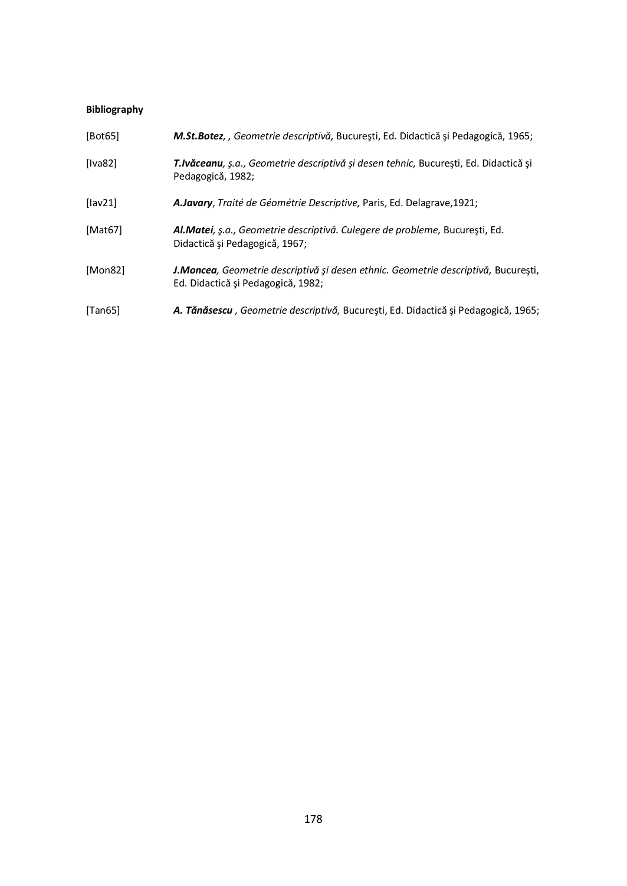**Bibliography**

[Bot65] ***M.St.Botez**, , Geometrie descriptivă,* Bucureşti, Ed. Didactică şi Pedagogică, 1965;

[Iva82] ***T.Ivăceanu**, ş.a., Geometrie descriptivă şi desen tehnic,* Bucureşti, Ed. Didactică şi Pedagogică, 1982;

[Iav21] ***A.Javary***, *Traité de Géométrie Descriptive,* Paris, Ed. Delagrave,1921;

[Mat67] ***Al.Matei**, ş.a., Geometrie descriptivă. Culegere de probleme,* Bucureşti, Ed. Didactică şi Pedagogică, 1967;

[Mon82] ***J.Moncea**, Geometrie descriptivă şi desen ethnic. Geometrie descriptivă,* Bucureşti, Ed. Didactică şi Pedagogică, 1982;

[Tan65] ***A. Tănăsescu** , Geometrie descriptivă,* Bucureşti, Ed. Didactică şi Pedagogică, 1965;